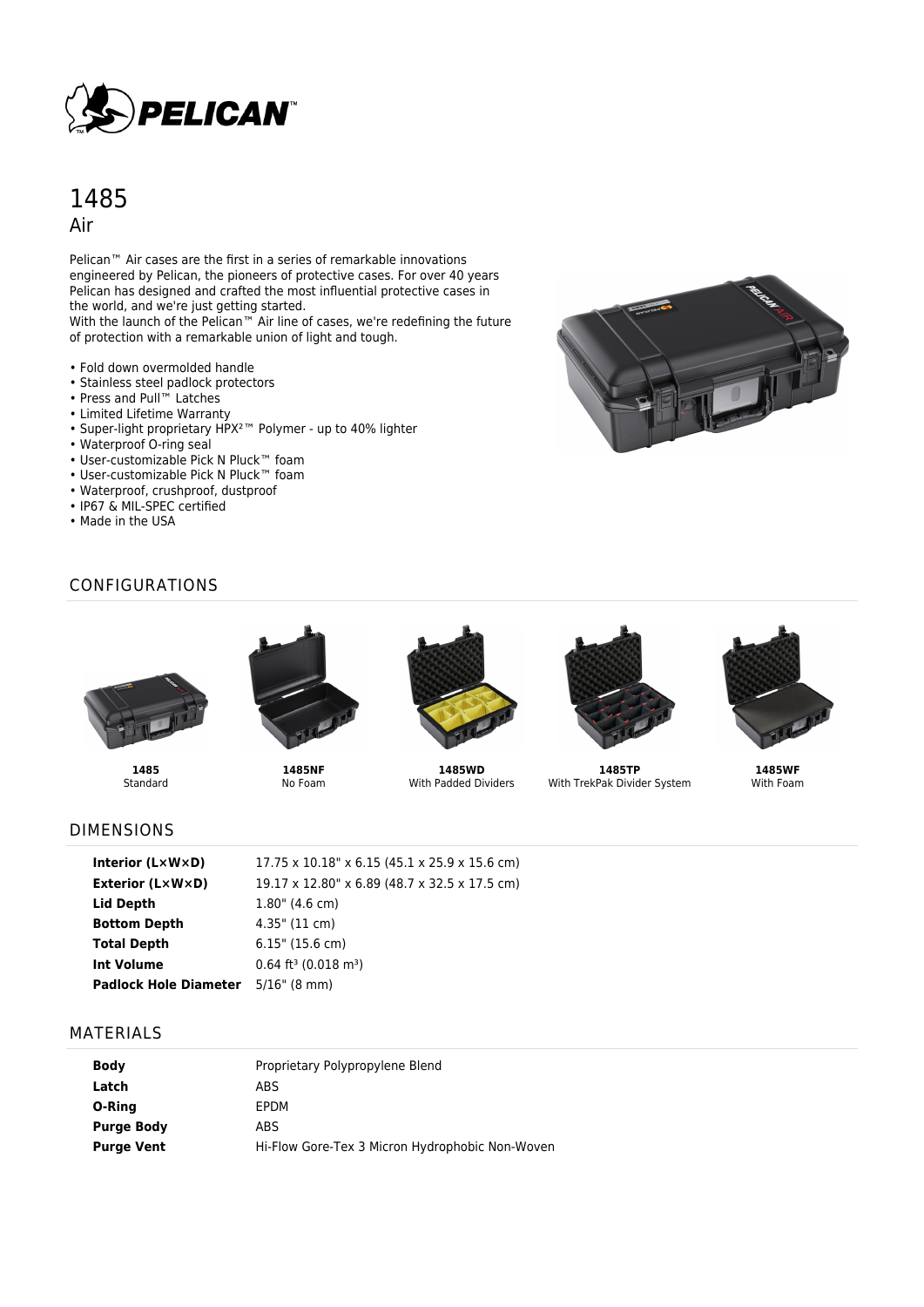# 1485

## Air

Pelican™ Air cases are the first in a series of remarkable innovations engineered by Pelican, the pioneers of protective cases. For over 40 years Pelican has designed and crafted the most influential protective cases in the world, and we're just getting started.
With the launch of the Pelican™ Air line of cases, we're redefining the future of protection with a remarkable union of light and tough.

- Fold down overmolded handle
- Stainless steel padlock protectors
- Press and Pull™ Latches
- Limited Lifetime Warranty
- Super-light proprietary HPX²™ Polymer - up to 40% lighter
- Waterproof O-ring seal
- User-customizable Pick N Pluck™ foam
- User-customizable Pick N Pluck™ foam
- Waterproof, crushproof, dustproof
- IP67 & MIL-SPEC certified
- Made in the USA

## CONFIGURATIONS

**1485**
Standard

**1485NF**
No Foam

**1485WD**
With Padded Dividers

**1485TP**
With TrekPak Divider System

**1485WF**
With Foam

## DIMENSIONS

| | |
|---|---|
| **Interior (L×W×D)** | 17.75 x 10.18" x 6.15 (45.1 x 25.9 x 15.6 cm) |
| **Exterior (L×W×D)** | 19.17 x 12.80" x 6.89 (48.7 x 32.5 x 17.5 cm) |
| **Lid Depth** | 1.80" (4.6 cm) |
| **Bottom Depth** | 4.35" (11 cm) |
| **Total Depth** | 6.15" (15.6 cm) |
| **Int Volume** | 0.64 ft³ (0.018 m³) |
| **Padlock Hole Diameter** | 5/16" (8 mm) |

## MATERIALS

| | |
|---|---|
| **Body** | Proprietary Polypropylene Blend |
| **Latch** | ABS |
| **O-Ring** | EPDM |
| **Purge Body** | ABS |
| **Purge Vent** | Hi-Flow Gore-Tex 3 Micron Hydrophobic Non-Woven |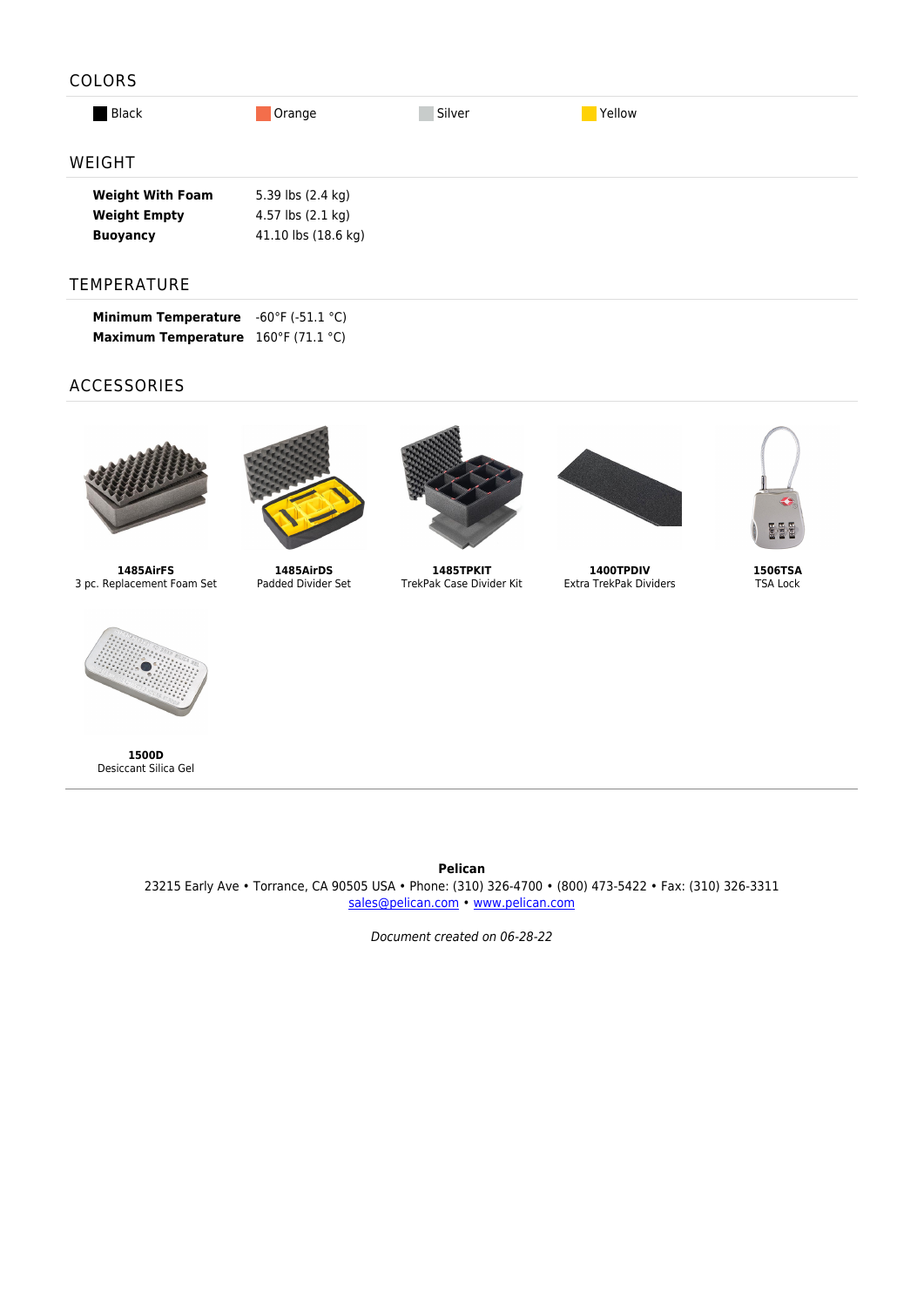## COLORS

Black | Orange | Silver | Yellow

## WEIGHT

| | |
|---|---|
| **Weight With Foam** | 5.39 lbs (2.4 kg) |
| **Weight Empty** | 4.57 lbs (2.1 kg) |
| **Buoyancy** | 41.10 lbs (18.6 kg) |

## TEMPERATURE

| | |
|---|---|
| **Minimum Temperature** | -60°F (-51.1 °C) |
| **Maximum Temperature** | 160°F (71.1 °C) |

## ACCESSORIES

**1485AirFS**
3 pc. Replacement Foam Set

**1485AirDS**
Padded Divider Set

**1485TPKIT**
TrekPak Case Divider Kit

**1400TPDIV**
Extra TrekPak Dividers

**1506TSA**
TSA Lock

**1500D**
Desiccant Silica Gel

**Pelican**
23215 Early Ave • Torrance, CA 90505 USA • Phone: (310) 326-4700 • (800) 473-5422 • Fax: (310) 326-3311
sales@pelican.com • www.pelican.com

*Document created on 06-28-22*